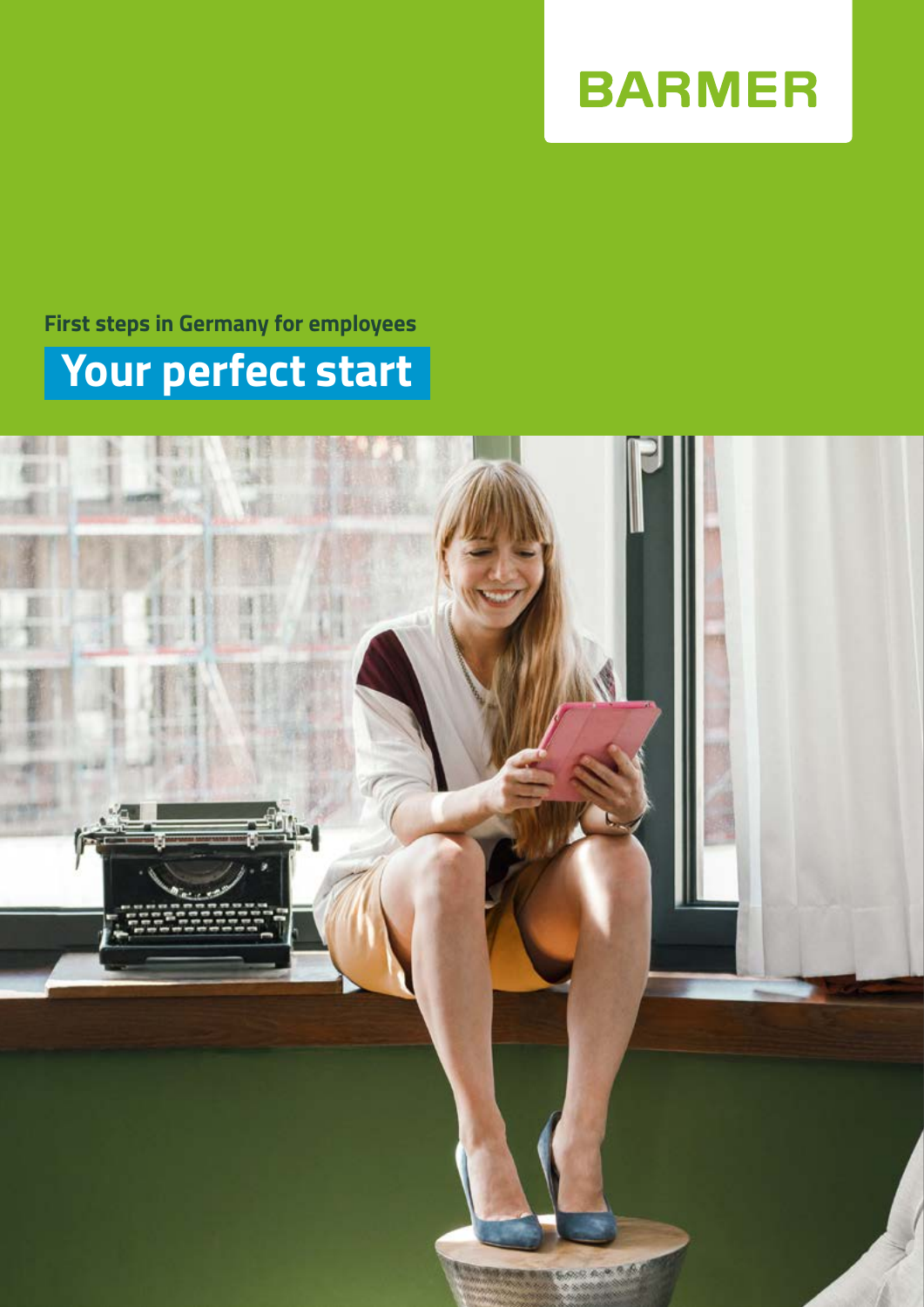BARMER

First steps in Germany for employees

# Your perfect start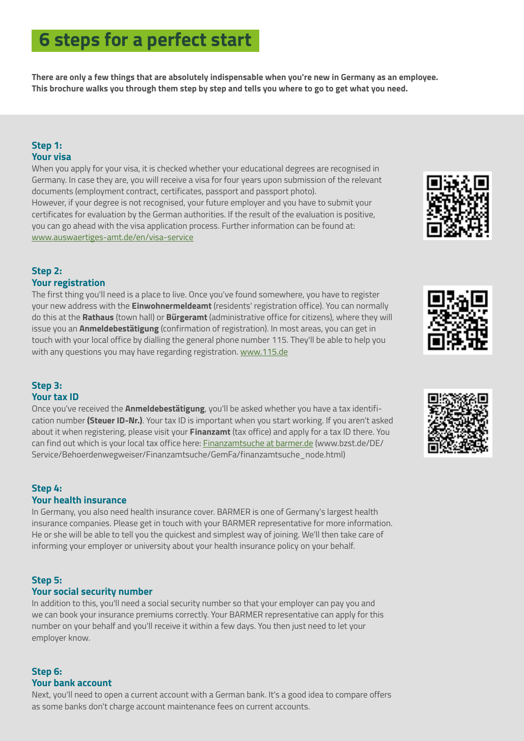# 6 steps for a perfect start

**There are only a few things that are absolutely indispensable when you're new in Germany as an employee. This brochure walks you through them step by step and tells you where to go to get what you need.**

### Step 1: Your visa

When you apply for your visa, it is checked whether your educational degrees are recognised in Germany. In case they are, you will receive a visa for four years upon submission of the relevant documents (employment contract, certificates, passport and passport photo).
However, if your degree is not recognised, your future employer and you have to submit your certificates for evaluation by the German authorities. If the result of the evaluation is positive, you can go ahead with the visa application process. Further information can be found at: www.auswaertiges-amt.de/en/visa-service

### Step 2: Your registration

The first thing you'll need is a place to live. Once you've found somewhere, you have to register your new address with the **Einwohnermeldeamt** (residents' registration office). You can normally do this at the **Rathaus** (town hall) or **Bürgeramt** (administrative office for citizens), where they will issue you an **Anmeldebestätigung** (confirmation of registration). In most areas, you can get in touch with your local office by dialling the general phone number 115. They'll be able to help you with any questions you may have regarding registration. www.115.de

### Step 3: Your tax ID

Once you've received the **Anmeldebestätigung**, you'll be asked whether you have a tax identification number **(Steuer ID-Nr.)**. Your tax ID is important when you start working. If you aren't asked about it when registering, please visit your **Finanzamt** (tax office) and apply for a tax ID there. You can find out which is your local tax office here: Finanzamtsuche at barmer.de (www.bzst.de/DE/Service/Behoerdenwegweiser/Finanzamtsuche/GemFa/finanzamtsuche_node.html)

### Step 4: Your health insurance

In Germany, you also need health insurance cover. BARMER is one of Germany's largest health insurance companies. Please get in touch with your BARMER representative for more information. He or she will be able to tell you the quickest and simplest way of joining. We'll then take care of informing your employer or university about your health insurance policy on your behalf.

### Step 5: Your social security number

In addition to this, you'll need a social security number so that your employer can pay you and we can book your insurance premiums correctly. Your BARMER representative can apply for this number on your behalf and you'll receive it within a few days. You then just need to let your employer know.

### Step 6: Your bank account

Next, you'll need to open a current account with a German bank. It's a good idea to compare offers as some banks don't charge account maintenance fees on current accounts.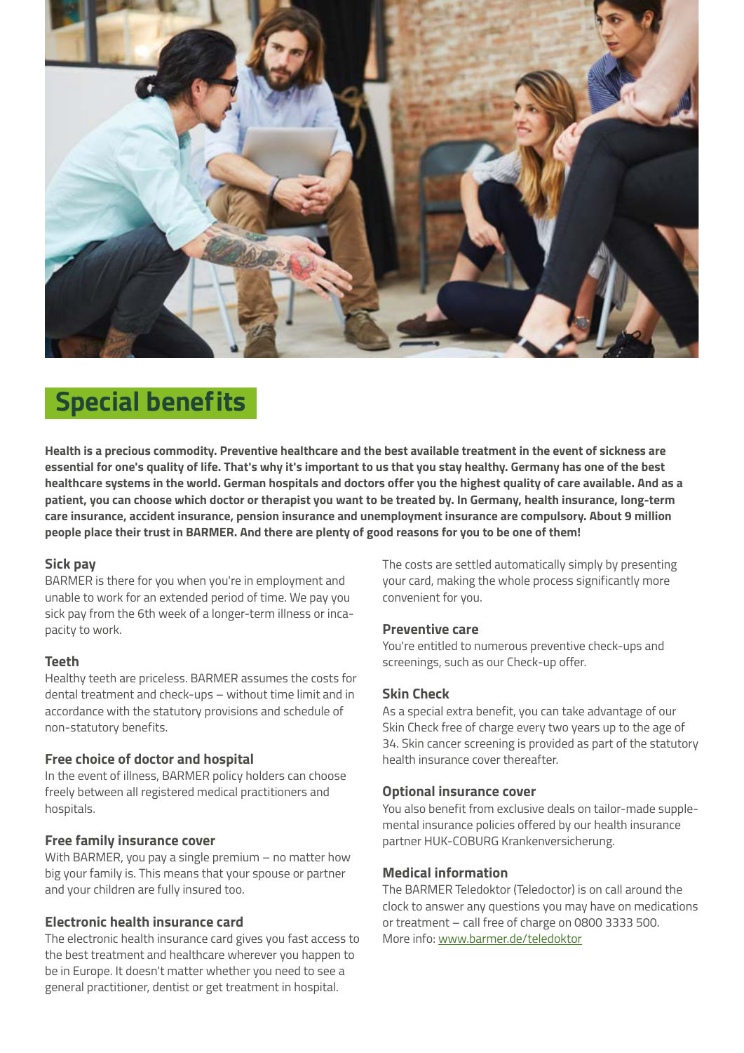# Special benefits

**Health is a precious commodity. Preventive healthcare and the best available treatment in the event of sickness are essential for one's quality of life. That's why it's important to us that you stay healthy. Germany has one of the best healthcare systems in the world. German hospitals and doctors offer you the highest quality of care available. And as a patient, you can choose which doctor or therapist you want to be treated by. In Germany, health insurance, long-term care insurance, accident insurance, pension insurance and unemployment insurance are compulsory. About 9 million people place their trust in BARMER. And there are plenty of good reasons for you to be one of them!**

### Sick pay

BARMER is there for you when you're in employment and unable to work for an extended period of time. We pay you sick pay from the 6th week of a longer-term illness or incapacity to work.

### Teeth

Healthy teeth are priceless. BARMER assumes the costs for dental treatment and check-ups – without time limit and in accordance with the statutory provisions and schedule of non-statutory benefits.

### Free choice of doctor and hospital

In the event of illness, BARMER policy holders can choose freely between all registered medical practitioners and hospitals.

### Free family insurance cover

With BARMER, you pay a single premium – no matter how big your family is. This means that your spouse or partner and your children are fully insured too.

### Electronic health insurance card

The electronic health insurance card gives you fast access to the best treatment and healthcare wherever you happen to be in Europe. It doesn't matter whether you need to see a general practitioner, dentist or get treatment in hospital. The costs are settled automatically simply by presenting your card, making the whole process significantly more convenient for you.

### Preventive care

You're entitled to numerous preventive check-ups and screenings, such as our Check-up offer.

### Skin Check

As a special extra benefit, you can take advantage of our Skin Check free of charge every two years up to the age of 34. Skin cancer screening is provided as part of the statutory health insurance cover thereafter.

### Optional insurance cover

You also benefit from exclusive deals on tailor-made supplemental insurance policies offered by our health insurance partner HUK-COBURG Krankenversicherung.

### Medical information

The BARMER Teledoktor (Teledoctor) is on call around the clock to answer any questions you may have on medications or treatment – call free of charge on 0800 3333 500.
More info: www.barmer.de/teledoktor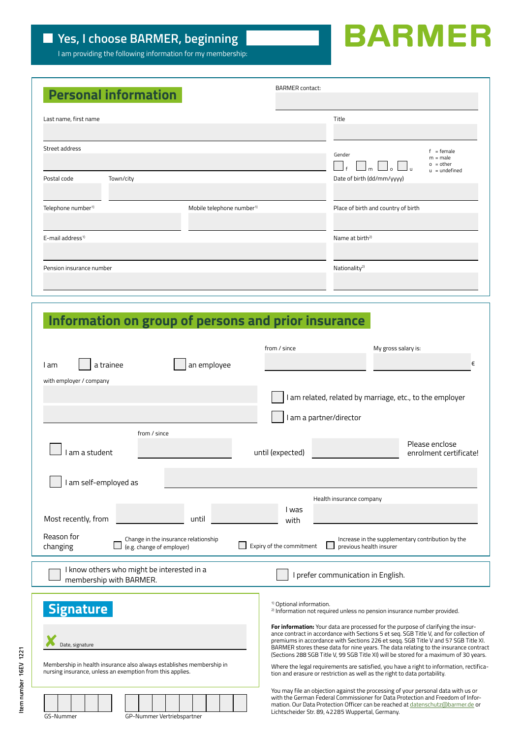☐ **Yes, I choose BARMER, beginning** ____________

I am providing the following information for my membership:

# BARMER

## Personal information

BARMER contact:

Last name, first name

Title

Street address

Gender ☐ f ☐ m ☐ o ☐ u

f = female
m = male
o = other
u = undefined

Postal code

Town/city

Date of birth (dd/mm/yyyy)

Telephone number[1]

Mobile telephone number[1]

Place of birth and country of birth

E-mail address[1]

Name at birth[2]

Pension insurance number

Nationality[2]

## Information on group of persons and prior insurance

I am ☐ a trainee ☐ an employee

from / since

My gross salary is: €

with employer / company

☐ I am related, related by marriage, etc., to the employer

☐ I am a partner/director

☐ I am a student from / since ____ until (expected) ____ Please enclose enrolment certificate!

☐ I am self-employed as

Most recently, from ____ until ____ I was with

Health insurance company

Reason for changing

☐ Change in the insurance relationship (e.g. change of employer)

☐ Expiry of the commitment

☐ Increase in the supplementary contribution by the previous health insurer

☐ I know others who might be interested in a membership with BARMER.

☐ I prefer communication in English.

## Signature

✗ Date, signature

Membership in health insurance also always establishes membership in nursing insurance, unless an exemption from this applies.

GS-Nummer

GP-Nummer Vertriebspartner

[1] Optional information.
[2] Information not required unless no pension insurance number provided.

**For information:** Your data are processed for the purpose of clarifying the insurance contract in accordance with Sections 5 et seqq. SGB Title V, and for collection of premiums in accordance with Sections 226 et seqq. SGB Title V and 57 SGB Title XI. BARMER stores these data for nine years. The data relating to the insurance contract (Sections 288 SGB Title V, 99 SGB Title XI) will be stored for a maximum of 30 years.

Where the legal requirements are satisfied, you have a right to information, rectification and erasure or restriction as well as the right to data portability.

You may file an objection against the processing of your personal data with us or with the German Federal Commissioner for Data Protection and Freedom of Information. Our Data Protection Officer can be reached at datenschutz@barmer.de or Lichtscheider Str. 89, 42285 Wuppertal, Germany.

Item number 16EV 1221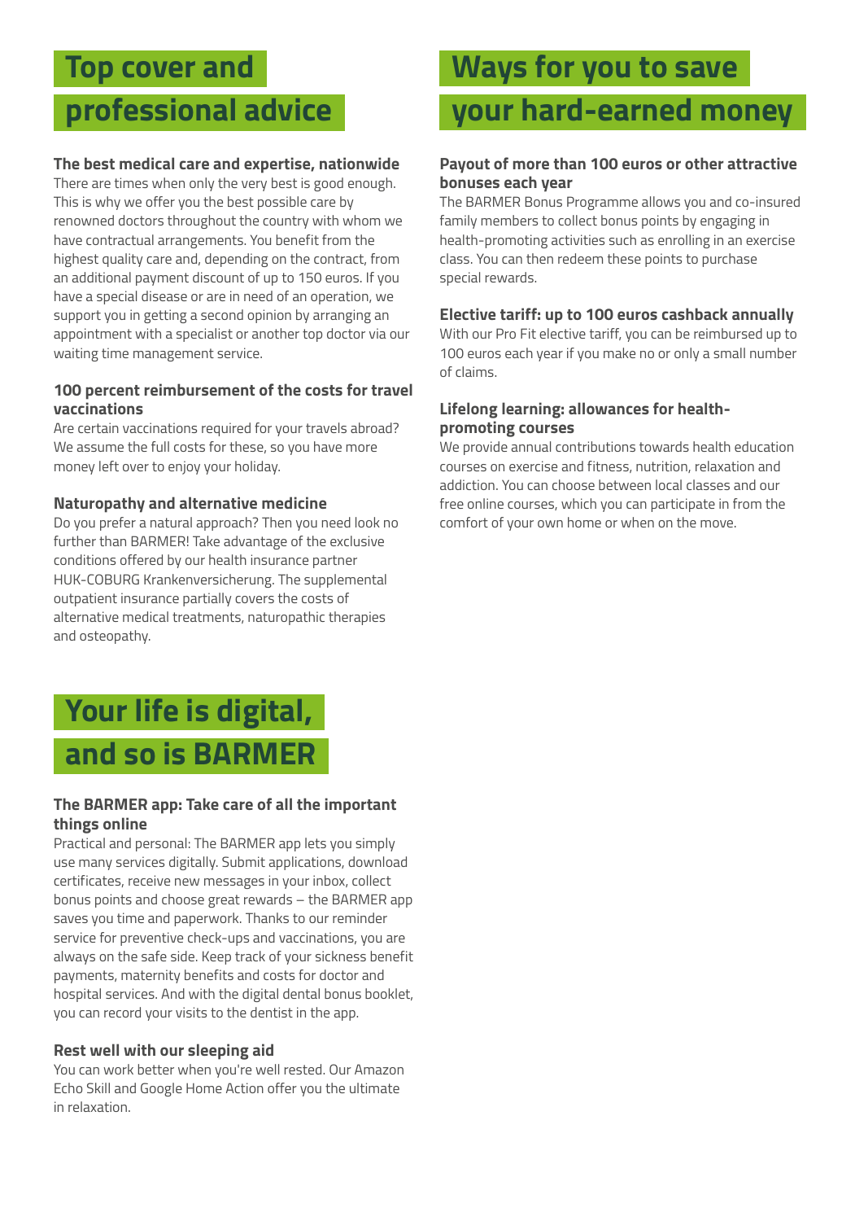## Top cover and professional advice

### The best medical care and expertise, nationwide

There are times when only the very best is good enough. This is why we offer you the best possible care by renowned doctors throughout the country with whom we have contractual arrangements. You benefit from the highest quality care and, depending on the contract, from an additional payment discount of up to 150 euros. If you have a special disease or are in need of an operation, we support you in getting a second opinion by arranging an appointment with a specialist or another top doctor via our waiting time management service.

### 100 percent reimbursement of the costs for travel vaccinations

Are certain vaccinations required for your travels abroad? We assume the full costs for these, so you have more money left over to enjoy your holiday.

### Naturopathy and alternative medicine

Do you prefer a natural approach? Then you need look no further than BARMER! Take advantage of the exclusive conditions offered by our health insurance partner HUK-COBURG Krankenversicherung. The supplemental outpatient insurance partially covers the costs of alternative medical treatments, naturopathic therapies and osteopathy.

## Ways for you to save your hard-earned money

### Payout of more than 100 euros or other attractive bonuses each year

The BARMER Bonus Programme allows you and co-insured family members to collect bonus points by engaging in health-promoting activities such as enrolling in an exercise class. You can then redeem these points to purchase special rewards.

### Elective tariff: up to 100 euros cashback annually

With our Pro Fit elective tariff, you can be reimbursed up to 100 euros each year if you make no or only a small number of claims.

### Lifelong learning: allowances for health-promoting courses

We provide annual contributions towards health education courses on exercise and fitness, nutrition, relaxation and addiction. You can choose between local classes and our free online courses, which you can participate in from the comfort of your own home or when on the move.

## Your life is digital, and so is BARMER

### The BARMER app: Take care of all the important things online

Practical and personal: The BARMER app lets you simply use many services digitally. Submit applications, download certificates, receive new messages in your inbox, collect bonus points and choose great rewards – the BARMER app saves you time and paperwork. Thanks to our reminder service for preventive check-ups and vaccinations, you are always on the safe side. Keep track of your sickness benefit payments, maternity benefits and costs for doctor and hospital services. And with the digital dental bonus booklet, you can record your visits to the dentist in the app.

### Rest well with our sleeping aid

You can work better when you're well rested. Our Amazon Echo Skill and Google Home Action offer you the ultimate in relaxation.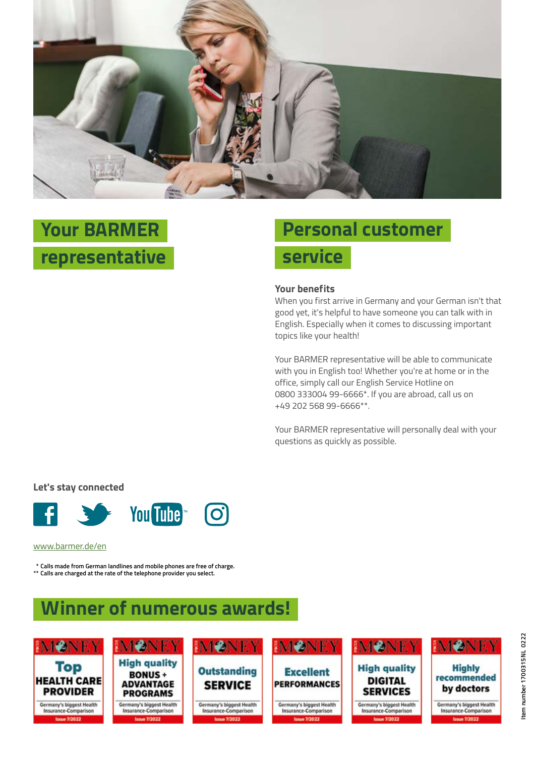## Your BARMER representative

## Personal customer service

**Your benefits**

When you first arrive in Germany and your German isn't that good yet, it's helpful to have someone you can talk with in English. Especially when it comes to discussing important topics like your health!

Your BARMER representative will be able to communicate with you in English too! Whether you're at home or in the office, simply call our English Service Hotline on 0800 333004 99-6666*. If you are abroad, call us on +49 202 568 99-6666**.

Your BARMER representative will personally deal with your questions as quickly as possible.

**Let's stay connected**

www.barmer.de/en

* Calls made from German landlines and mobile phones are free of charge.
** Calls are charged at the rate of the telephone provider you select.

## Winner of numerous awards!

MONEY – Top HEALTH CARE PROVIDER – Germany's biggest Health Insurance-Comparison – Issue 7/2022

MONEY – High quality BONUS + ADVANTAGE PROGRAMS – Germany's biggest Health Insurance-Comparison – Issue 7/2022

MONEY – Outstanding SERVICE – Germany's biggest Health Insurance-Comparison – Issue 7/2022

MONEY – Excellent PERFORMANCES – Germany's biggest Health Insurance-Comparison – Issue 7/2022

MONEY – High quality DIGITAL SERVICES – Germany's biggest Health Insurance-Comparison – Issue 7/2022

MONEY – Highly recommended by doctors – Germany's biggest Health Insurance-Comparison – Issue 7/2022

Item number 1700315NL 0222